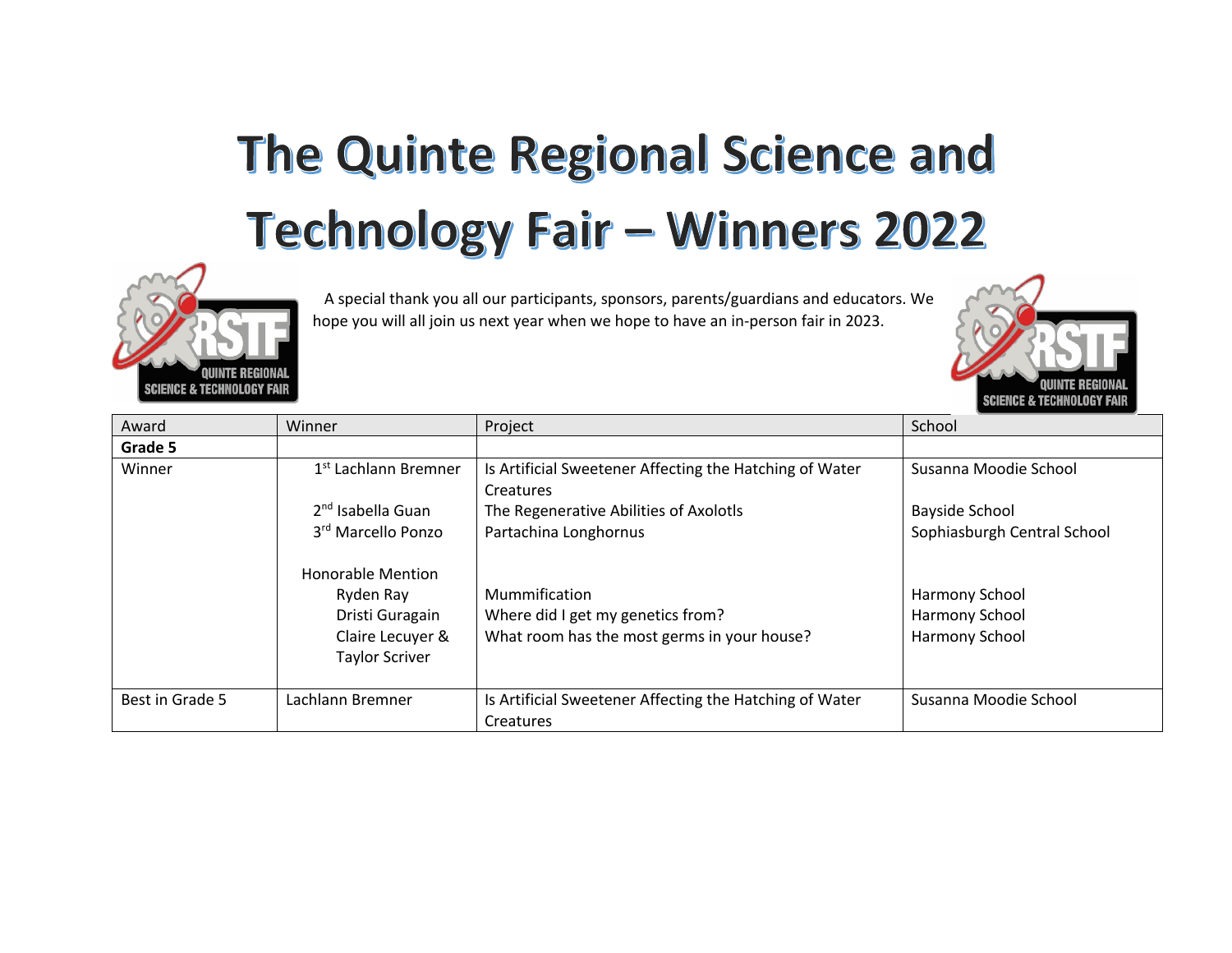# The Quinte Regional Science and Technology Fair – Winners 2022

A special thank you all our participants, sponsors, parents/guardians and educators. We hope you will all join us next year when we hope to have an in-person fair in 2023.

| Award | Winner | Project | School |
|---|---|---|---|
| **Grade 5** | | | |
| Winner | 1st Lachlann Bremner | Is Artificial Sweetener Affecting the Hatching of Water Creatures | Susanna Moodie School |
| | 2nd Isabella Guan | The Regenerative Abilities of Axolotls | Bayside School |
| | 3rd Marcello Ponzo | Partachina Longhornus | Sophiasburgh Central School |
| | Honorable Mention | | |
| | Ryden Ray | Mummification | Harmony School |
| | Dristi Guragain | Where did I get my genetics from? | Harmony School |
| | Claire Lecuyer & Taylor Scriver | What room has the most germs in your house? | Harmony School |
| Best in Grade 5 | Lachlann Bremner | Is Artificial Sweetener Affecting the Hatching of Water Creatures | Susanna Moodie School |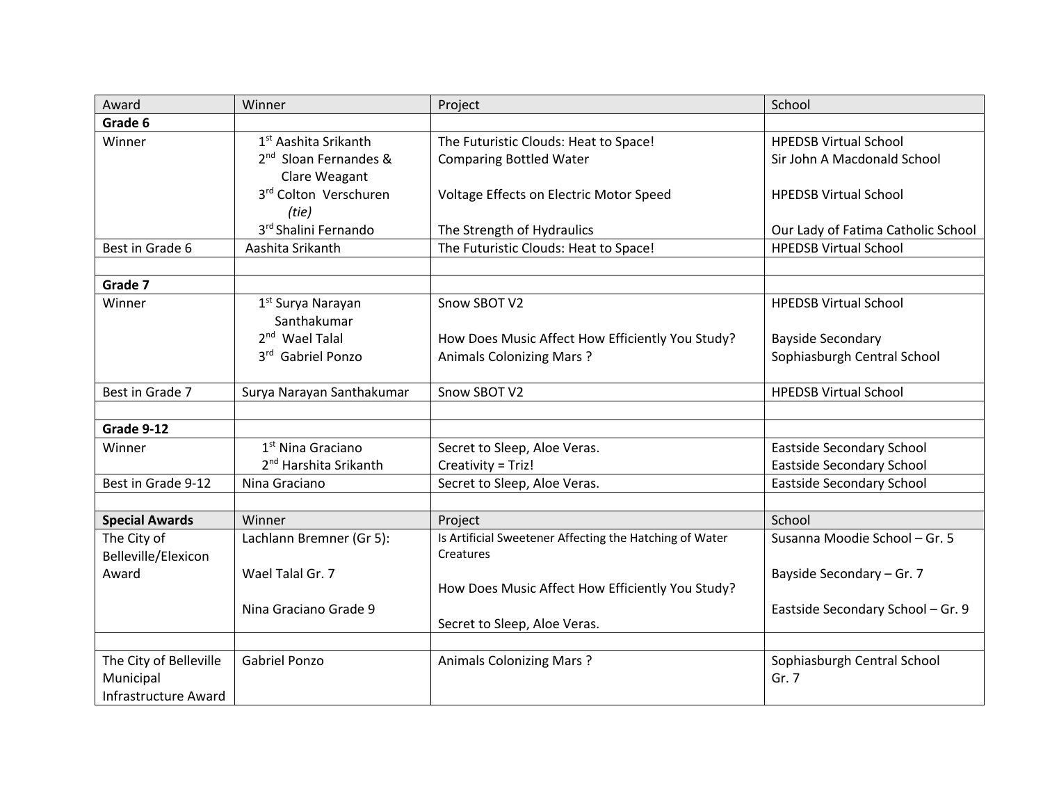| Award | Winner | Project | School |
|---|---|---|---|
| **Grade 6** | | | |
| Winner | 1st Aashita Srikanth<br>2nd Sloan Fernandes & Clare Weagant<br>3rd Colton Verschuren *(tie)*<br>3rd Shalini Fernando | The Futuristic Clouds: Heat to Space!<br>Comparing Bottled Water<br>Voltage Effects on Electric Motor Speed<br>The Strength of Hydraulics | HPEDSB Virtual School<br>Sir John A Macdonald School<br>HPEDSB Virtual School<br>Our Lady of Fatima Catholic School |
| Best in Grade 6 | Aashita Srikanth | The Futuristic Clouds: Heat to Space! | HPEDSB Virtual School |
| | | | |
| **Grade 7** | | | |
| Winner | 1st Surya Narayan Santhakumar<br>2nd Wael Talal<br>3rd Gabriel Ponzo | Snow SBOT V2<br>How Does Music Affect How Efficiently You Study?<br>Animals Colonizing Mars ? | HPEDSB Virtual School<br>Bayside Secondary<br>Sophiasburgh Central School |
| Best in Grade 7 | Surya Narayan Santhakumar | Snow SBOT V2 | HPEDSB Virtual School |
| | | | |
| **Grade 9-12** | | | |
| Winner | 1st Nina Graciano<br>2nd Harshita Srikanth | Secret to Sleep, Aloe Veras.<br>Creativity = Triz! | Eastside Secondary School<br>Eastside Secondary School |
| Best in Grade 9-12 | Nina Graciano | Secret to Sleep, Aloe Veras. | Eastside Secondary School |
| | | | |
| **Special Awards** | Winner | Project | School |
| The City of Belleville/Elexicon Award | Lachlann Bremner (Gr 5):<br>Wael Talal Gr. 7<br>Nina Graciano Grade 9 | Is Artificial Sweetener Affecting the Hatching of Water Creatures<br>How Does Music Affect How Efficiently You Study?<br>Secret to Sleep, Aloe Veras. | Susanna Moodie School – Gr. 5<br>Bayside Secondary – Gr. 7<br>Eastside Secondary School – Gr. 9 |
| | | | |
| The City of Belleville Municipal Infrastructure Award | Gabriel Ponzo | Animals Colonizing Mars ? | Sophiasburgh Central School Gr. 7 |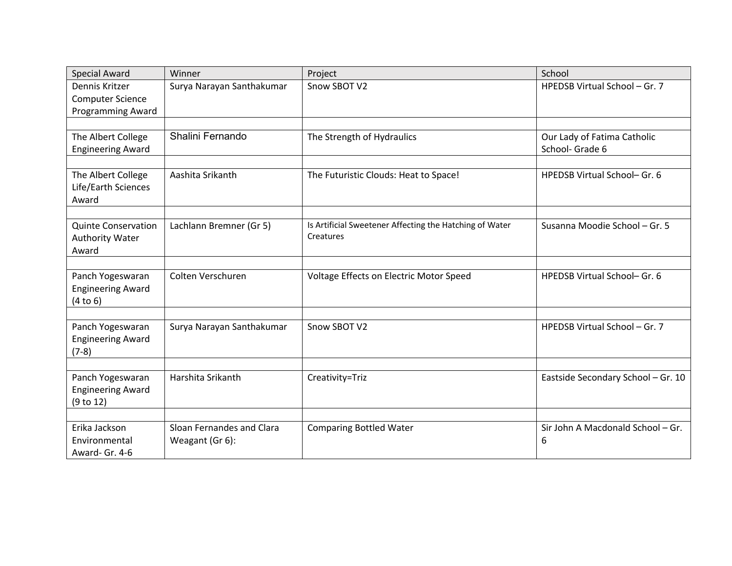| Special Award | Winner | Project | School |
|---|---|---|---|
| Dennis Kritzer Computer Science Programming Award | Surya Narayan Santhakumar | Snow SBOT V2 | HPEDSB Virtual School – Gr. 7 |
| | | | |
| The Albert College Engineering Award | Shalini Fernando | The Strength of Hydraulics | Our Lady of Fatima Catholic School- Grade 6 |
| | | | |
| The Albert College Life/Earth Sciences Award | Aashita Srikanth | The Futuristic Clouds: Heat to Space! | HPEDSB Virtual School– Gr. 6 |
| | | | |
| Quinte Conservation Authority Water Award | Lachlann Bremner (Gr 5) | Is Artificial Sweetener Affecting the Hatching of Water Creatures | Susanna Moodie School – Gr. 5 |
| | | | |
| Panch Yogeswaran Engineering Award (4 to 6) | Colten Verschuren | Voltage Effects on Electric Motor Speed | HPEDSB Virtual School– Gr. 6 |
| | | | |
| Panch Yogeswaran Engineering Award (7-8) | Surya Narayan Santhakumar | Snow SBOT V2 | HPEDSB Virtual School – Gr. 7 |
| | | | |
| Panch Yogeswaran Engineering Award (9 to 12) | Harshita Srikanth | Creativity=Triz | Eastside Secondary School – Gr. 10 |
| | | | |
| Erika Jackson Environmental Award- Gr. 4-6 | Sloan Fernandes and Clara Weagant (Gr 6): | Comparing Bottled Water | Sir John A Macdonald School – Gr. 6 |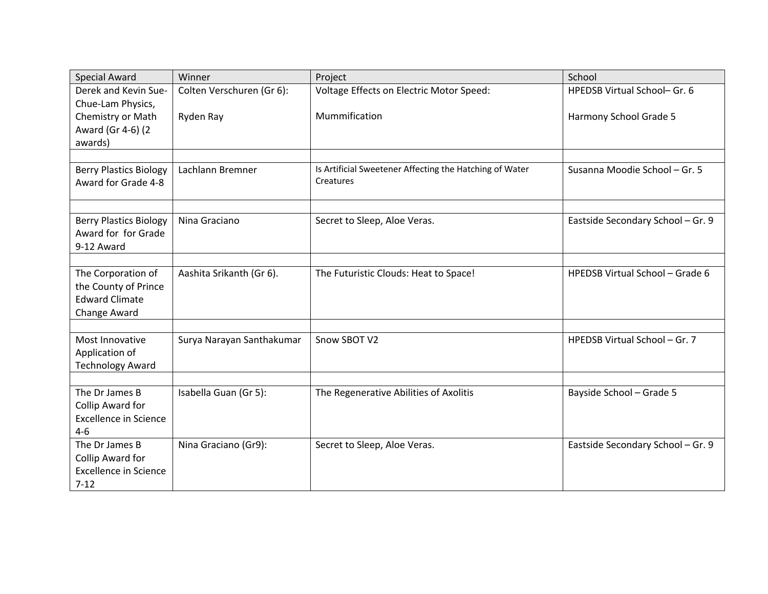| Special Award | Winner | Project | School |
|---|---|---|---|
| Derek and Kevin Sue-Chue-Lam Physics, Chemistry or Math Award (Gr 4-6) (2 awards) | Colten Verschuren (Gr 6):<br><br>Ryden Ray | Voltage Effects on Electric Motor Speed:<br><br>Mummification | HPEDSB Virtual School– Gr. 6<br><br>Harmony School Grade 5 |
| | | | |
| Berry Plastics Biology Award for Grade 4-8 | Lachlann Bremner | Is Artificial Sweetener Affecting the Hatching of Water Creatures | Susanna Moodie School – Gr. 5 |
| | | | |
| Berry Plastics Biology Award for for Grade 9-12 Award | Nina Graciano | Secret to Sleep, Aloe Veras. | Eastside Secondary School – Gr. 9 |
| | | | |
| The Corporation of the County of Prince Edward Climate Change Award | Aashita Srikanth (Gr 6). | The Futuristic Clouds: Heat to Space! | HPEDSB Virtual School – Grade 6 |
| | | | |
| Most Innovative Application of Technology Award | Surya Narayan Santhakumar | Snow SBOT V2 | HPEDSB Virtual School – Gr. 7 |
| | | | |
| The Dr James B Collip Award for Excellence in Science 4-6 | Isabella Guan (Gr 5): | The Regenerative Abilities of Axolitis | Bayside School – Grade 5 |
| The Dr James B Collip Award for Excellence in Science 7-12 | Nina Graciano (Gr9): | Secret to Sleep, Aloe Veras. | Eastside Secondary School – Gr. 9 |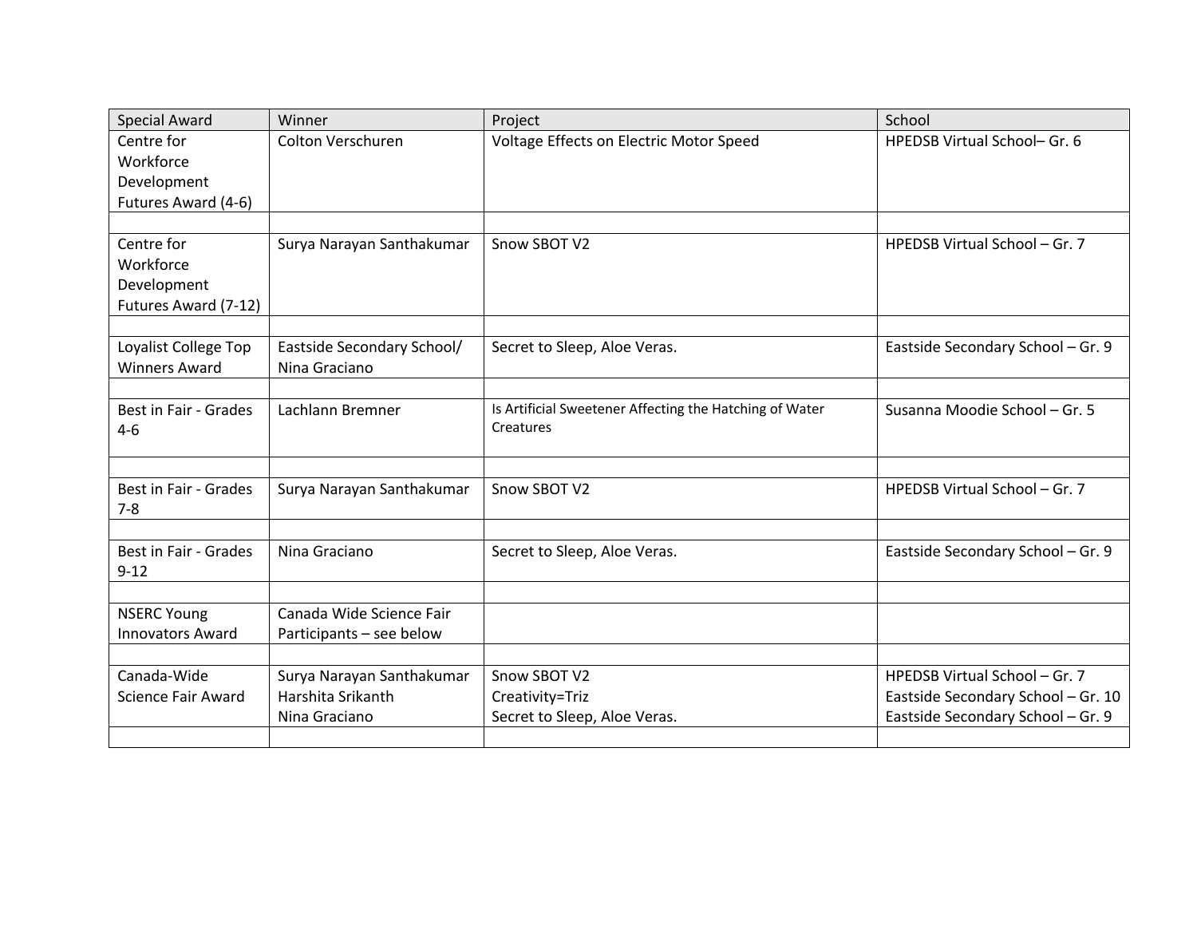| Special Award | Winner | Project | School |
|---|---|---|---|
| Centre for Workforce Development Futures Award (4-6) | Colton Verschuren | Voltage Effects on Electric Motor Speed | HPEDSB Virtual School– Gr. 6 |
| | | | |
| Centre for Workforce Development Futures Award (7-12) | Surya Narayan Santhakumar | Snow SBOT V2 | HPEDSB Virtual School – Gr. 7 |
| | | | |
| Loyalist College Top Winners Award | Eastside Secondary School/ Nina Graciano | Secret to Sleep, Aloe Veras. | Eastside Secondary School – Gr. 9 |
| | | | |
| Best in Fair - Grades 4-6 | Lachlann Bremner | Is Artificial Sweetener Affecting the Hatching of Water Creatures | Susanna Moodie School – Gr. 5 |
| | | | |
| Best in Fair - Grades 7-8 | Surya Narayan Santhakumar | Snow SBOT V2 | HPEDSB Virtual School – Gr. 7 |
| | | | |
| Best in Fair - Grades 9-12 | Nina Graciano | Secret to Sleep, Aloe Veras. | Eastside Secondary School – Gr. 9 |
| | | | |
| NSERC Young Innovators Award | Canada Wide Science Fair Participants – see below | | |
| | | | |
| Canada-Wide Science Fair Award | Surya Narayan Santhakumar<br>Harshita Srikanth<br>Nina Graciano | Snow SBOT V2<br>Creativity=Triz<br>Secret to Sleep, Aloe Veras. | HPEDSB Virtual School – Gr. 7<br>Eastside Secondary School – Gr. 10<br>Eastside Secondary School – Gr. 9 |
| | | | |